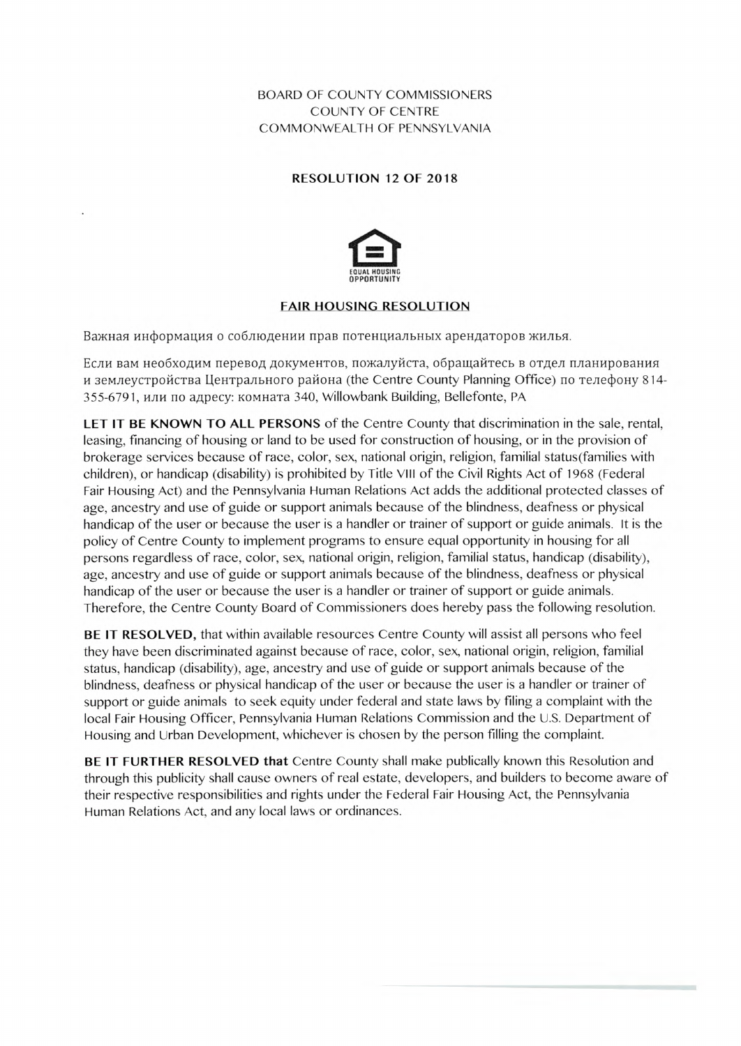BOARD OF COUNTY COMMISSIONERS
COUNTY OF CENTRE
COMMONWEALTH OF PENNSYLVANIA

**RESOLUTION 12 OF 2018**

EQUAL HOUSING OPPORTUNITY

## FAIR HOUSING RESOLUTION

Важная информация о соблюдении прав потенциальных арендаторов жилья.

Если вам необходим перевод документов, пожалуйста, обращайтесь в отдел планирования и землеустройства Центрального района (the Centre County Planning Office) по телефону 814-355-6791, или по адресу: комната 340, Willowbank Building, Bellefonte, PA

**LET IT BE KNOWN TO ALL PERSONS** of the Centre County that discrimination in the sale, rental, leasing, financing of housing or land to be used for construction of housing, or in the provision of brokerage services because of race, color, sex, national origin, religion, familial status(families with children), or handicap (disability) is prohibited by Title VIII of the Civil Rights Act of 1968 (Federal Fair Housing Act) and the Pennsylvania Human Relations Act adds the additional protected classes of age, ancestry and use of guide or support animals because of the blindness, deafness or physical handicap of the user or because the user is a handler or trainer of support or guide animals. It is the policy of Centre County to implement programs to ensure equal opportunity in housing for all persons regardless of race, color, sex, national origin, religion, familial status, handicap (disability), age, ancestry and use of guide or support animals because of the blindness, deafness or physical handicap of the user or because the user is a handler or trainer of support or guide animals. Therefore, the Centre County Board of Commissioners does hereby pass the following resolution.

**BE IT RESOLVED,** that within available resources Centre County will assist all persons who feel they have been discriminated against because of race, color, sex, national origin, religion, familial status, handicap (disability), age, ancestry and use of guide or support animals because of the blindness, deafness or physical handicap of the user or because the user is a handler or trainer of support or guide animals to seek equity under federal and state laws by filing a complaint with the local Fair Housing Officer, Pennsylvania Human Relations Commission and the U.S. Department of Housing and Urban Development, whichever is chosen by the person filling the complaint.

**BE IT FURTHER RESOLVED that** Centre County shall make publically known this Resolution and through this publicity shall cause owners of real estate, developers, and builders to become aware of their respective responsibilities and rights under the Federal Fair Housing Act, the Pennsylvania Human Relations Act, and any local laws or ordinances.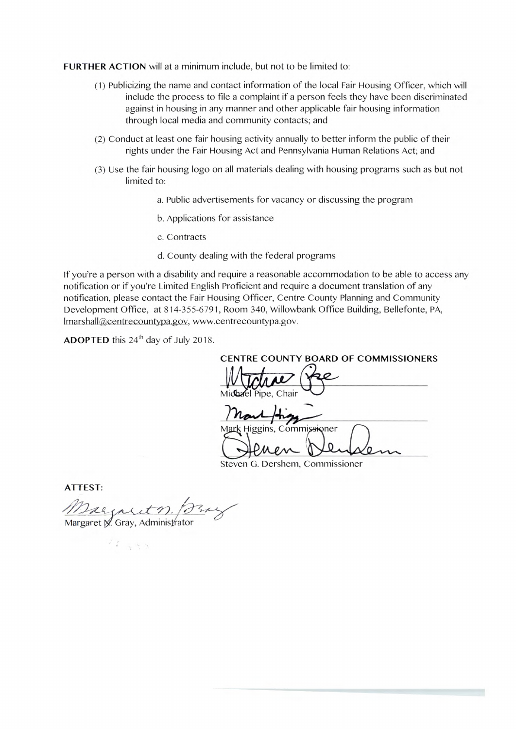**FURTHER ACTION** will at a minimum include, but not to be limited to:

(1) Publicizing the name and contact information of the local Fair Housing Officer, which will include the process to file a complaint if a person feels they have been discriminated against in housing in any manner and other applicable fair housing information through local media and community contacts; and

(2) Conduct at least one fair housing activity annually to better inform the public of their rights under the Fair Housing Act and Pennsylvania Human Relations Act; and

(3) Use the fair housing logo on all materials dealing with housing programs such as but not limited to:

a. Public advertisements for vacancy or discussing the program

b. Applications for assistance

c. Contracts

d. County dealing with the federal programs

If you're a person with a disability and require a reasonable accommodation to be able to access any notification or if you're Limited English Proficient and require a document translation of any notification, please contact the Fair Housing Officer, Centre County Planning and Community Development Office, at 814-355-6791, Room 340, Willowbank Office Building, Bellefonte, PA, lmarshall@centrecountypa.gov, www.centrecountypa.gov.

**ADOPTED** this 24th day of July 2018.

**CENTRE COUNTY BOARD OF COMMISSIONERS**

Michael Pipe, Chair

Mark Higgins, Commissioner

Steven G. Dershem, Commissioner

**ATTEST:**

Margaret N. Gray, Administrator